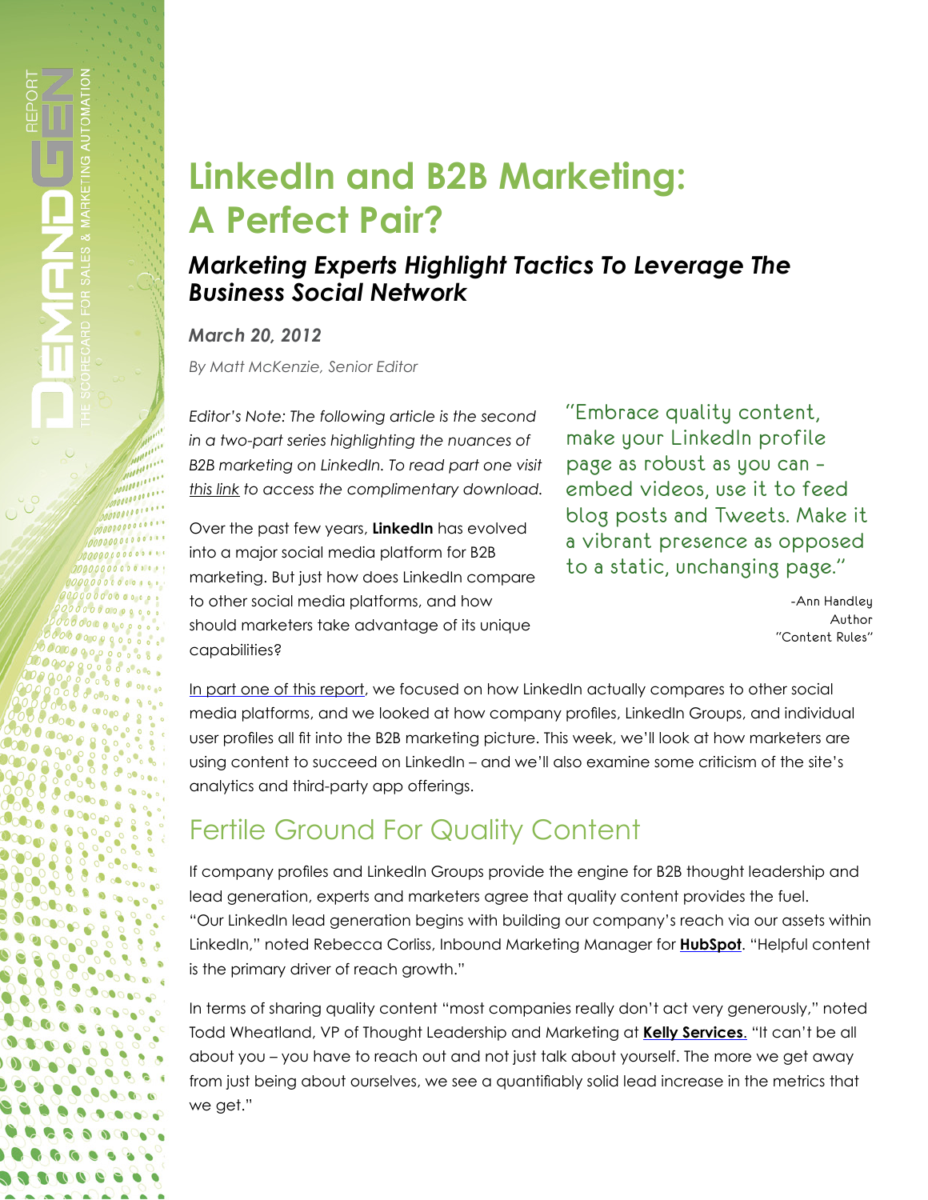# LinkedIn and B2B Marketing: A Perfect Pair?

## *Marketing Experts Highlight Tactics To Leverage The Business Social Network*

***March 20, 2012***

*By Matt McKenzie, Senior Editor*

*Editor's Note: The following article is the second in a two-part series highlighting the nuances of B2B marketing on LinkedIn. To read part one visit this link to access the complimentary download.*

Over the past few years, **LinkedIn** has evolved into a major social media platform for B2B marketing. But just how does LinkedIn compare to other social media platforms, and how should marketers take advantage of its unique capabilities?

> "Embrace quality content, make your LinkedIn profile page as robust as you can – embed videos, use it to feed blog posts and Tweets. Make it a vibrant presence as opposed to a static, unchanging page."
>
> -Ann Handley
> Author
> "Content Rules"

In part one of this report, we focused on how LinkedIn actually compares to other social media platforms, and we looked at how company profiles, LinkedIn Groups, and individual user profiles all fit into the B2B marketing picture. This week, we'll look at how marketers are using content to succeed on LinkedIn – and we'll also examine some criticism of the site's analytics and third-party app offerings.

## Fertile Ground For Quality Content

If company profiles and LinkedIn Groups provide the engine for B2B thought leadership and lead generation, experts and marketers agree that quality content provides the fuel. "Our LinkedIn lead generation begins with building our company's reach via our assets within LinkedIn," noted Rebecca Corliss, Inbound Marketing Manager for **HubSpot**. "Helpful content is the primary driver of reach growth."

In terms of sharing quality content "most companies really don't act very generously," noted Todd Wheatland, VP of Thought Leadership and Marketing at **Kelly Services**. "It can't be all about you – you have to reach out and not just talk about yourself. The more we get away from just being about ourselves, we see a quantifiably solid lead increase in the metrics that we get."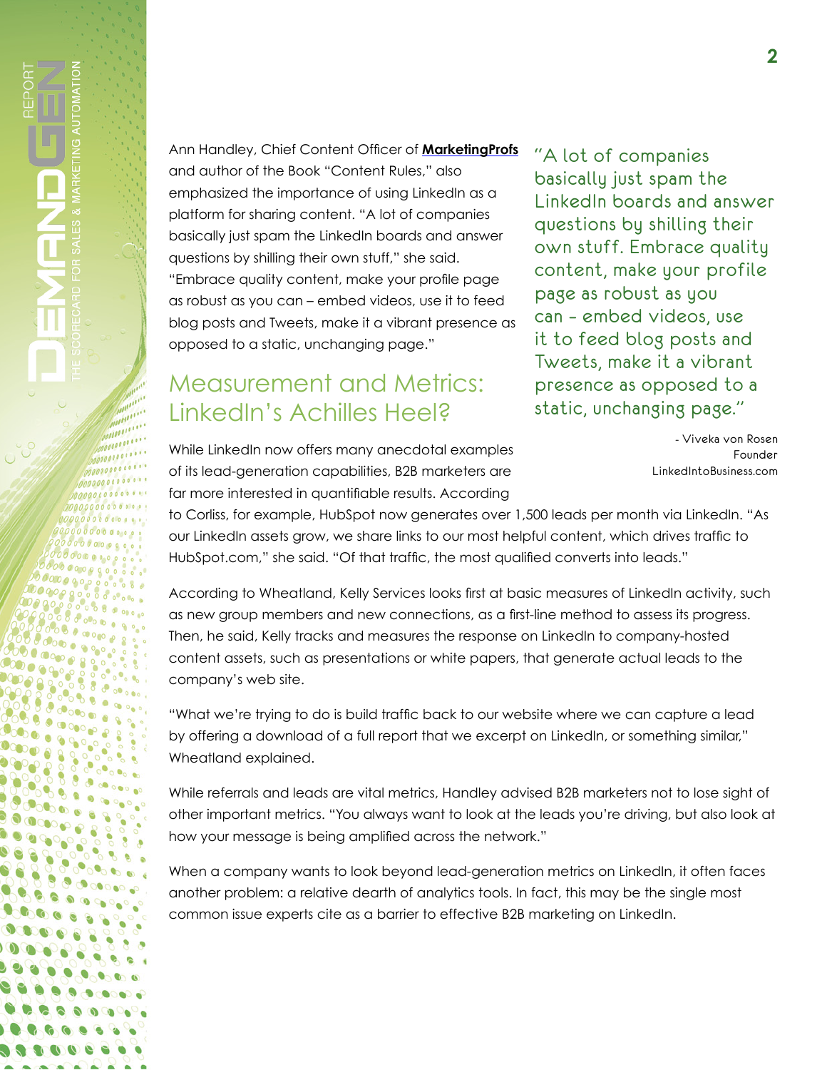Ann Handley, Chief Content Officer of **MarketingProfs** and author of the Book "Content Rules," also emphasized the importance of using LinkedIn as a platform for sharing content. "A lot of companies basically just spam the LinkedIn boards and answer questions by shilling their own stuff," she said. "Embrace quality content, make your profile page as robust as you can – embed videos, use it to feed blog posts and Tweets, make it a vibrant presence as opposed to a static, unchanging page."

> "A lot of companies basically just spam the LinkedIn boards and answer questions by shilling their own stuff. Embrace quality content, make your profile page as robust as you can - embed videos, use it to feed blog posts and Tweets, make it a vibrant presence as opposed to a static, unchanging page."
>
> - Viveka von Rosen
> Founder
> LinkedIntoBusiness.com

## Measurement and Metrics: LinkedIn's Achilles Heel?

While LinkedIn now offers many anecdotal examples of its lead-generation capabilities, B2B marketers are far more interested in quantifiable results. According to Corliss, for example, HubSpot now generates over 1,500 leads per month via LinkedIn. "As our LinkedIn assets grow, we share links to our most helpful content, which drives traffic to HubSpot.com," she said. "Of that traffic, the most qualified converts into leads."

According to Wheatland, Kelly Services looks first at basic measures of LinkedIn activity, such as new group members and new connections, as a first-line method to assess its progress. Then, he said, Kelly tracks and measures the response on LinkedIn to company-hosted content assets, such as presentations or white papers, that generate actual leads to the company's web site.

"What we're trying to do is build traffic back to our website where we can capture a lead by offering a download of a full report that we excerpt on LinkedIn, or something similar," Wheatland explained.

While referrals and leads are vital metrics, Handley advised B2B marketers not to lose sight of other important metrics. "You always want to look at the leads you're driving, but also look at how your message is being amplified across the network."

When a company wants to look beyond lead-generation metrics on LinkedIn, it often faces another problem: a relative dearth of analytics tools. In fact, this may be the single most common issue experts cite as a barrier to effective B2B marketing on LinkedIn.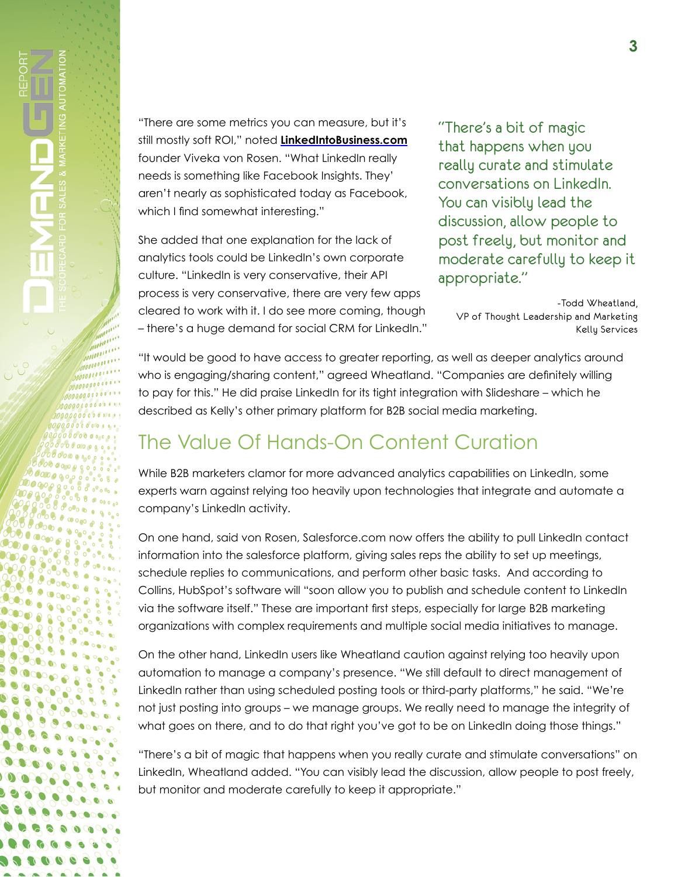"There are some metrics you can measure, but it's still mostly soft ROI," noted **[LinkedIntoBusiness.com]** founder Viveka von Rosen. "What LinkedIn really needs is something like Facebook Insights. They' aren't nearly as sophisticated today as Facebook, which I find somewhat interesting."

She added that one explanation for the lack of analytics tools could be LinkedIn's own corporate culture. "LinkedIn is very conservative, their API process is very conservative, there are very few apps cleared to work with it. I do see more coming, though – there's a huge demand for social CRM for LinkedIn."

> "There's a bit of magic that happens when you really curate and stimulate conversations on LinkedIn. You can visibly lead the discussion, allow people to post freely, but monitor and moderate carefully to keep it appropriate."
>
> -Todd Wheatland,
> VP of Thought Leadership and Marketing
> Kelly Services

"It would be good to have access to greater reporting, as well as deeper analytics around who is engaging/sharing content," agreed Wheatland. "Companies are definitely willing to pay for this." He did praise LinkedIn for its tight integration with Slideshare – which he described as Kelly's other primary platform for B2B social media marketing.

## The Value Of Hands-On Content Curation

While B2B marketers clamor for more advanced analytics capabilities on LinkedIn, some experts warn against relying too heavily upon technologies that integrate and automate a company's LinkedIn activity.

On one hand, said von Rosen, Salesforce.com now offers the ability to pull LinkedIn contact information into the salesforce platform, giving sales reps the ability to set up meetings, schedule replies to communications, and perform other basic tasks. And according to Collins, HubSpot's software will "soon allow you to publish and schedule content to LinkedIn via the software itself." These are important first steps, especially for large B2B marketing organizations with complex requirements and multiple social media initiatives to manage.

On the other hand, LinkedIn users like Wheatland caution against relying too heavily upon automation to manage a company's presence. "We still default to direct management of LinkedIn rather than using scheduled posting tools or third-party platforms," he said. "We're not just posting into groups – we manage groups. We really need to manage the integrity of what goes on there, and to do that right you've got to be on LinkedIn doing those things."

"There's a bit of magic that happens when you really curate and stimulate conversations" on LinkedIn, Wheatland added. "You can visibly lead the discussion, allow people to post freely, but monitor and moderate carefully to keep it appropriate."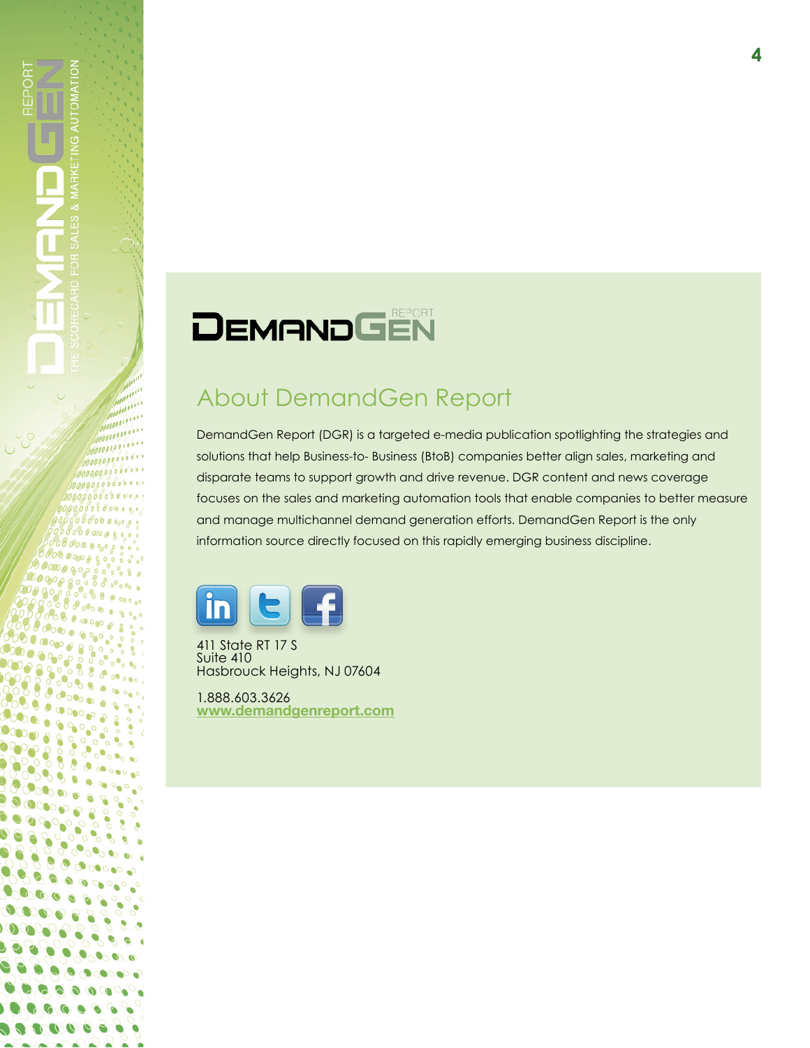## About DemandGen Report

DemandGen Report (DGR) is a targeted e-media publication spotlighting the strategies and solutions that help Business-to- Business (BtoB) companies better align sales, marketing and disparate teams to support growth and drive revenue. DGR content and news coverage focuses on the sales and marketing automation tools that enable companies to better measure and manage multichannel demand generation efforts. DemandGen Report is the only information source directly focused on this rapidly emerging business discipline.

411 State RT 17 S
Suite 410
Hasbrouck Heights, NJ 07604

1.888.603.3626
**www.demandgenreport.com**